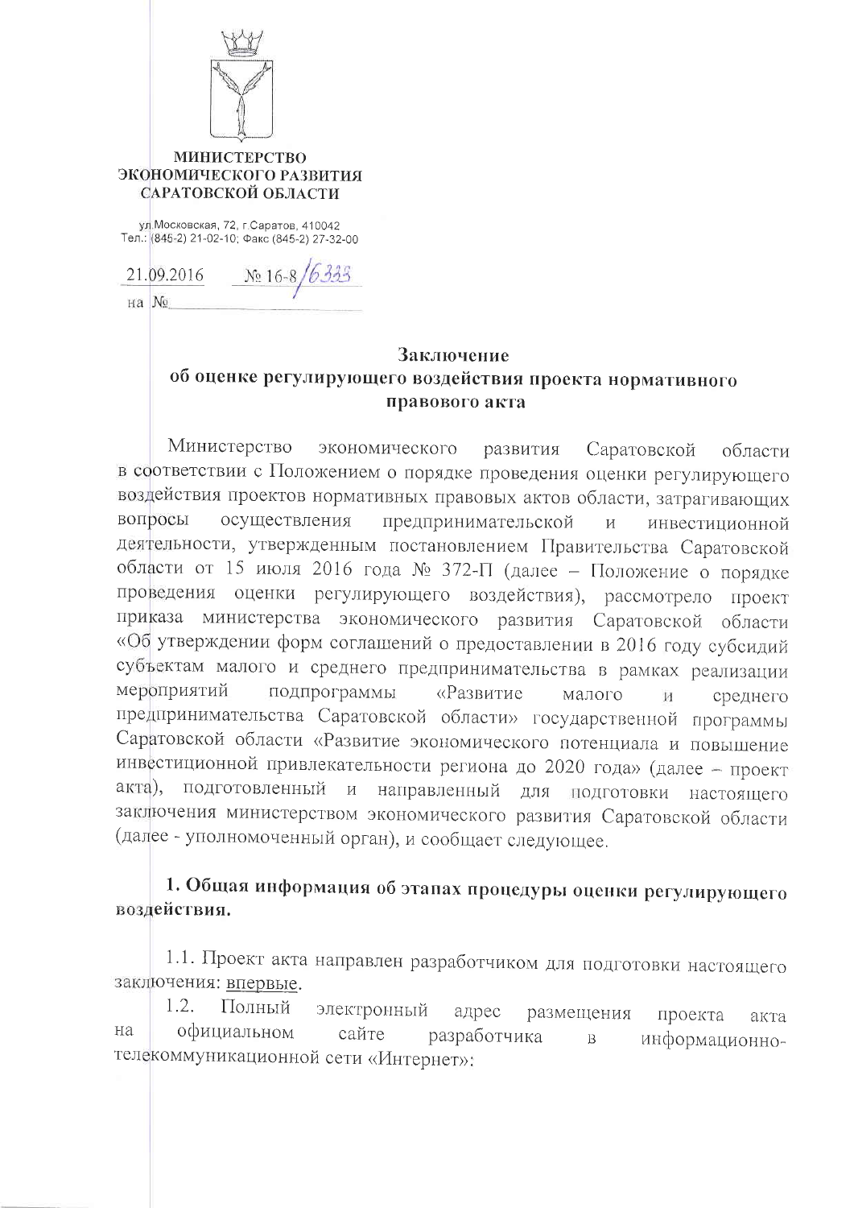**МИНИСТЕРСТВО ЭКОНОМИЧЕСКОГО РАЗВИТИЯ САРАТОВСКОЙ ОБЛАСТИ**

ул.Московская, 72, г.Саратов, 410042
Тел.: (845-2) 21-02-10; Факс (845-2) 27-32-00

21.09.2016 № 16-8/6333

на №

## Заключение
## об оценке регулирующего воздействия проекта нормативного правового акта

Министерство экономического развития Саратовской области в соответствии с Положением о порядке проведения оценки регулирующего воздействия проектов нормативных правовых актов области, затрагивающих вопросы осуществления предпринимательской и инвестиционной деятельности, утвержденным постановлением Правительства Саратовской области от 15 июля 2016 года № 372-П (далее – Положение о порядке проведения оценки регулирующего воздействия), рассмотрело проект приказа министерства экономического развития Саратовской области «Об утверждении форм соглашений о предоставлении в 2016 году субсидий субъектам малого и среднего предпринимательства в рамках реализации мероприятий подпрограммы «Развитие малого и среднего предпринимательства Саратовской области» государственной программы Саратовской области «Развитие экономического потенциала и повышение инвестиционной привлекательности региона до 2020 года» (далее – проект акта), подготовленный и направленный для подготовки настоящего заключения министерством экономического развития Саратовской области (далее - уполномоченный орган), и сообщает следующее.

### 1. Общая информация об этапах процедуры оценки регулирующего воздействия.

1.1. Проект акта направлен разработчиком для подготовки настоящего заключения: впервые.

1.2. Полный электронный адрес размещения проекта акта на официальном сайте разработчика в информационно-телекоммуникационной сети «Интернет»: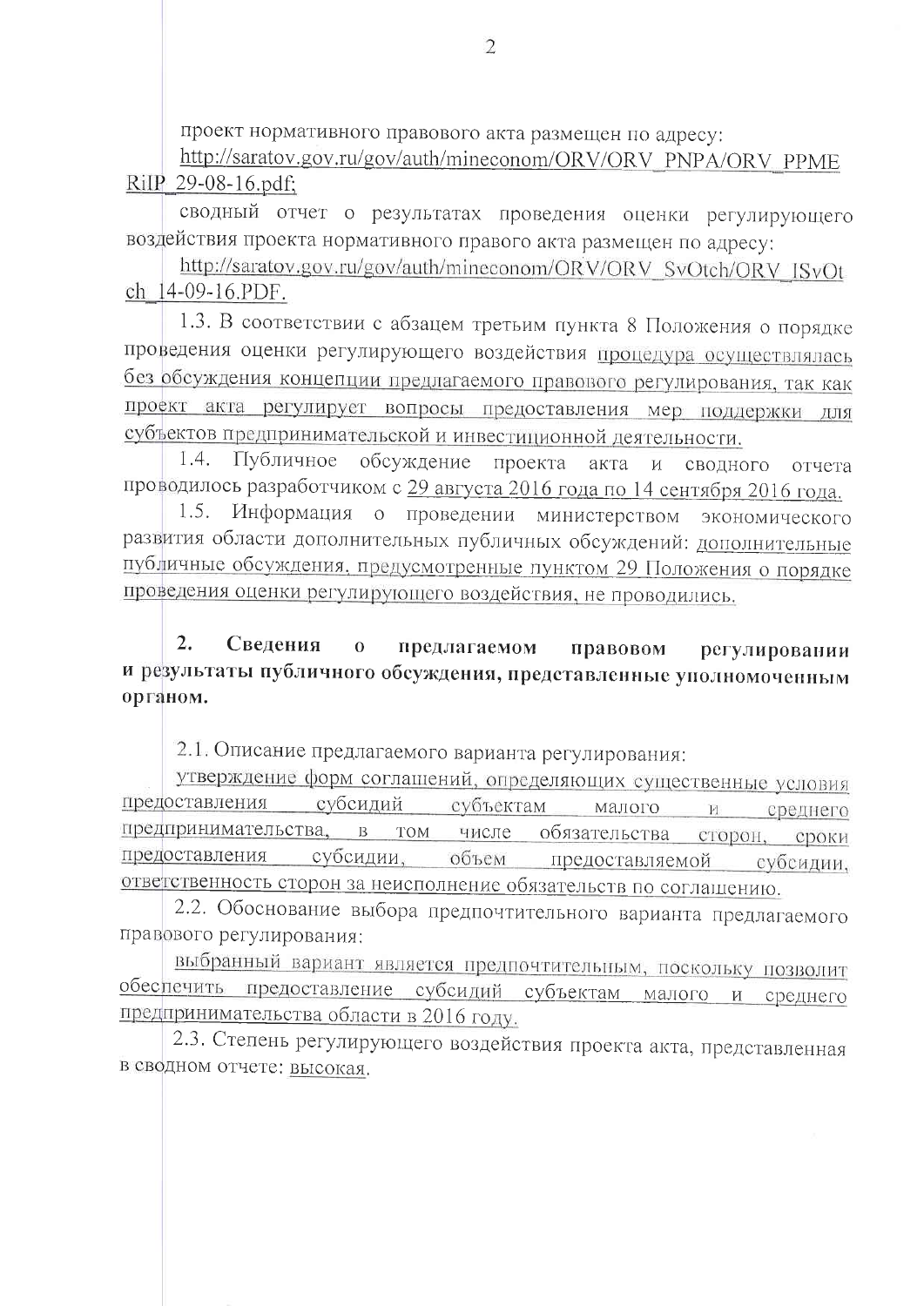проект нормативного правового акта размещен по адресу:

http://saratov.gov.ru/gov/auth/mineconom/ORV/ORV_PNPA/ORV_PPMERiIP_29-08-16.pdf;

сводный отчет о результатах проведения оценки регулирующего воздействия проекта нормативного правого акта размещен по адресу:

http://saratov.gov.ru/gov/auth/mineconom/ORV/ORV_SvOtch/ORV_ISvOtch_14-09-16.PDF.

1.3. В соответствии с абзацем третьим пункта 8 Положения о порядке проведения оценки регулирующего воздействия процедура осуществлялась без обсуждения концепции предлагаемого правового регулирования, так как проект акта регулирует вопросы предоставления мер поддержки для субъектов предпринимательской и инвестиционной деятельности.

1.4. Публичное обсуждение проекта акта и сводного отчета проводилось разработчиком с 29 августа 2016 года по 14 сентября 2016 года.

1.5. Информация о проведении министерством экономического развития области дополнительных публичных обсуждений: дополнительные публичные обсуждения, предусмотренные пунктом 29 Положения о порядке проведения оценки регулирующего воздействия, не проводились.

## 2. Сведения о предлагаемом правовом регулировании и результаты публичного обсуждения, представленные уполномоченным органом.

2.1. Описание предлагаемого варианта регулирования:

утверждение форм соглашений, определяющих существенные условия предоставления субсидий субъектам малого и среднего предпринимательства, в том числе обязательства сторон, сроки предоставления субсидии, объем предоставляемой субсидии, ответственность сторон за неисполнение обязательств по соглашению.

2.2. Обоснование выбора предпочтительного варианта предлагаемого правового регулирования:

выбранный вариант является предпочтительным, поскольку позволит обеспечить предоставление субсидий субъектам малого и среднего предпринимательства области в 2016 году.

2.3. Степень регулирующего воздействия проекта акта, представленная в сводном отчете: высокая.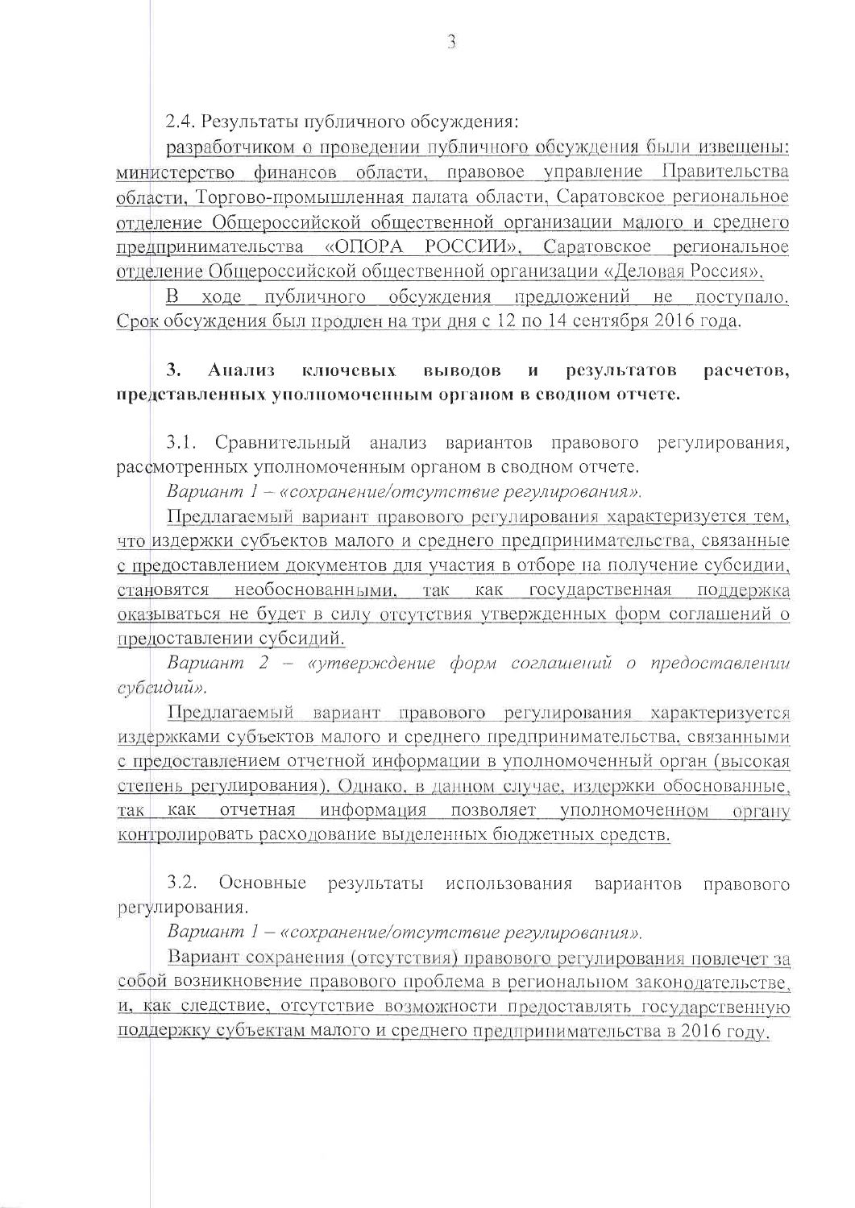2.4. Результаты публичного обсуждения:

разработчиком о проведении публичного обсуждения были извещены: министерство финансов области, правовое управление Правительства области, Торгово-промышленная палата области, Саратовское региональное отделение Общероссийской общественной организации малого и среднего предпринимательства «ОПОРА РОССИИ», Саратовское региональное отделение Общероссийской общественной организации «Деловая Россия».

В ходе публичного обсуждения предложений не поступало. Срок обсуждения был продлен на три дня с 12 по 14 сентября 2016 года.

**3. Анализ ключевых выводов и результатов расчетов, представленных уполномоченным органом в сводном отчете.**

3.1. Сравнительный анализ вариантов правового регулирования, рассмотренных уполномоченным органом в сводном отчете.

*Вариант 1 – «сохранение/отсутствие регулирования».*

Предлагаемый вариант правового регулирования характеризуется тем, что издержки субъектов малого и среднего предпринимательства, связанные с предоставлением документов для участия в отборе на получение субсидии, становятся необоснованными, так как государственная поддержка оказываться не будет в силу отсутствия утвержденных форм соглашений о предоставлении субсидий.

*Вариант 2 – «утверждение форм соглашений о предоставлении субсидий».*

Предлагаемый вариант правового регулирования характеризуется издержками субъектов малого и среднего предпринимательства, связанными с предоставлением отчетной информации в уполномоченный орган (высокая степень регулирования). Однако, в данном случае, издержки обоснованные, так как отчетная информация позволяет уполномоченном органу контролировать расходование выделенных бюджетных средств.

3.2. Основные результаты использования вариантов правового регулирования.

*Вариант 1 – «сохранение/отсутствие регулирования».*

Вариант сохранения (отсутствия) правового регулирования повлечет за собой возникновение правового проблема в региональном законодательстве, и, как следствие, отсутствие возможности предоставлять государственную поддержку субъектам малого и среднего предпринимательства в 2016 году.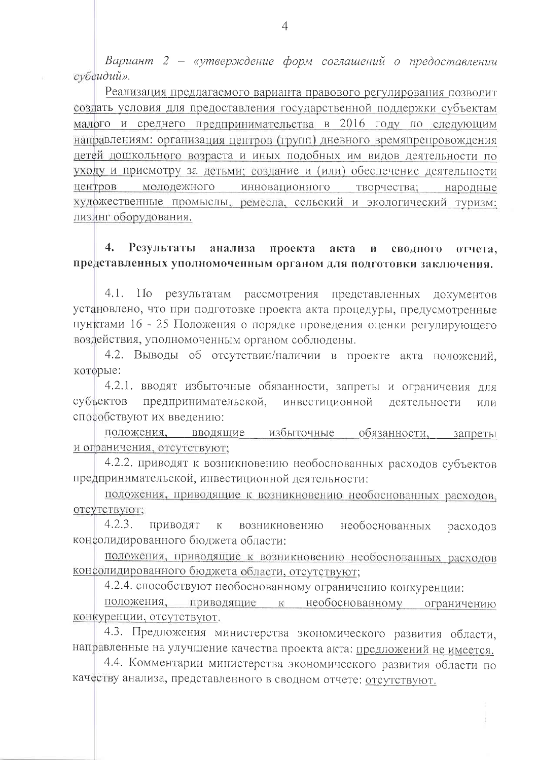*Вариант 2 – «утверждение форм соглашений о предоставлении субсидий».*

Реализация предлагаемого варианта правового регулирования позволит создать условия для предоставления государственной поддержки субъектам малого и среднего предпринимательства в 2016 году по следующим направлениям: организация центров (групп) дневного времяпрепровождения детей дошкольного возраста и иных подобных им видов деятельности по уходу и присмотру за детьми; создание и (или) обеспечение деятельности центров молодежного инновационного творчества; народные художественные промыслы, ремесла, сельский и экологический туризм; лизинг оборудования.

**4. Результаты анализа проекта акта и сводного отчета, представленных уполномоченным органом для подготовки заключения.**

4.1. По результатам рассмотрения представленных документов установлено, что при подготовке проекта акта процедуры, предусмотренные пунктами 16 - 25 Положения о порядке проведения оценки регулирующего воздействия, уполномоченным органом соблюдены.

4.2. Выводы об отсутствии/наличии в проекте акта положений, которые:

4.2.1. вводят избыточные обязанности, запреты и ограничения для субъектов предпринимательской, инвестиционной деятельности или способствуют их введению:

положения, вводящие избыточные обязанности, запреты и ограничения, отсутствуют;

4.2.2. приводят к возникновению необоснованных расходов субъектов предпринимательской, инвестиционной деятельности:

положения, приводящие к возникновению необоснованных расходов, отсутствуют;

4.2.3. приводят к возникновению необоснованных расходов консолидированного бюджета области:

положения, приводящие к возникновению необоснованных расходов консолидированного бюджета области, отсутствуют;

4.2.4. способствуют необоснованному ограничению конкуренции:

положения, приводящие к необоснованному ограничению конкуренции, отсутствуют.

4.3. Предложения министерства экономического развития области, направленные на улучшение качества проекта акта: предложений не имеется.

4.4. Комментарии министерства экономического развития области по качеству анализа, представленного в сводном отчете: отсутствуют.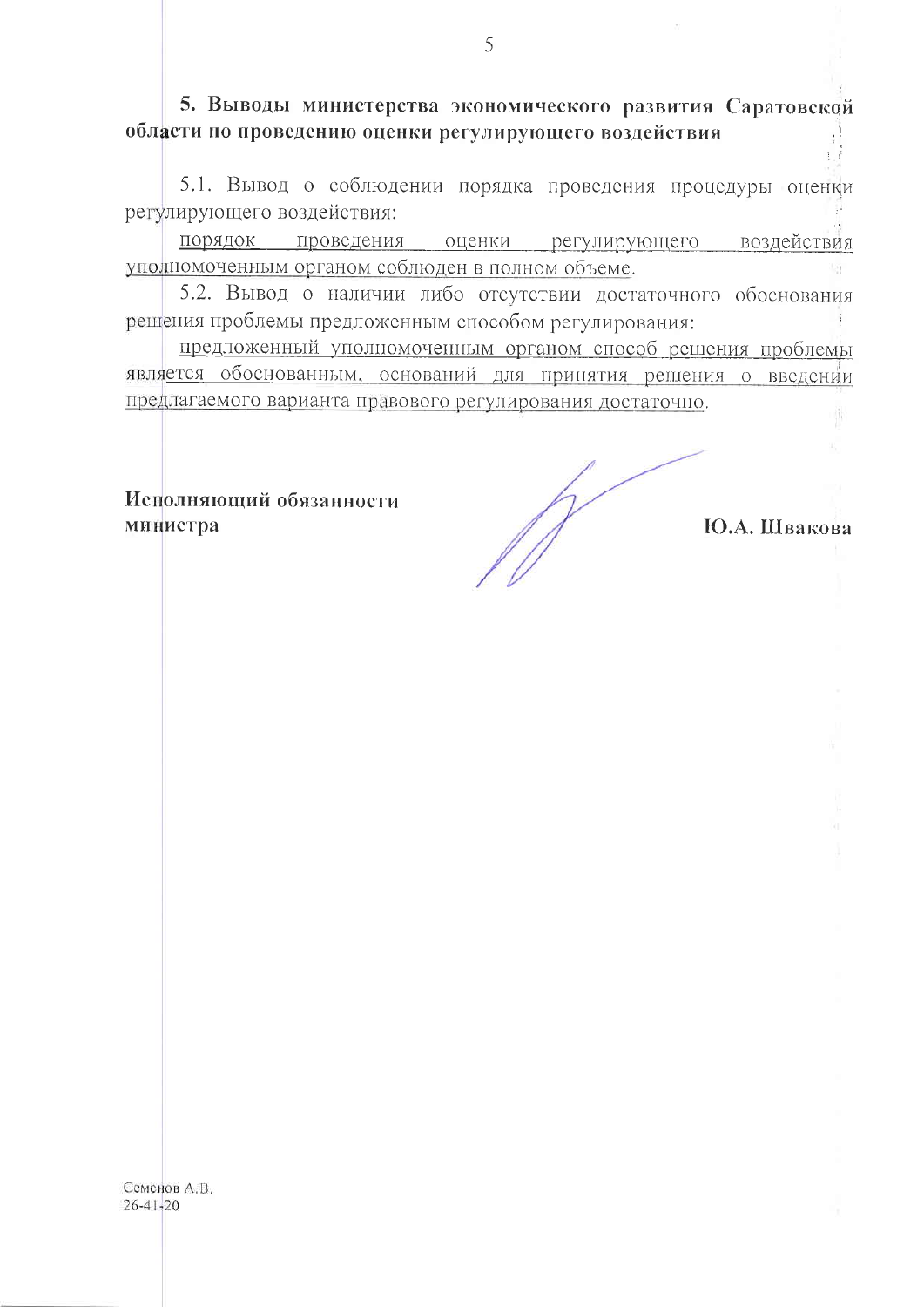**5. Выводы министерства экономического развития Саратовской области по проведению оценки регулирующего воздействия**

5.1. Вывод о соблюдении порядка проведения процедуры оценки регулирующего воздействия:

порядок проведения оценки регулирующего воздействия уполномоченным органом соблюден в полном объеме.

5.2. Вывод о наличии либо отсутствии достаточного обоснования решения проблемы предложенным способом регулирования:

предложенный уполномоченным органом способ решения проблемы является обоснованным, оснований для принятия решения о введении предлагаемого варианта правового регулирования достаточно.

**Исполняющий обязанности министра** **Ю.А. Швакова**

Семенов А.В.
26-41-20